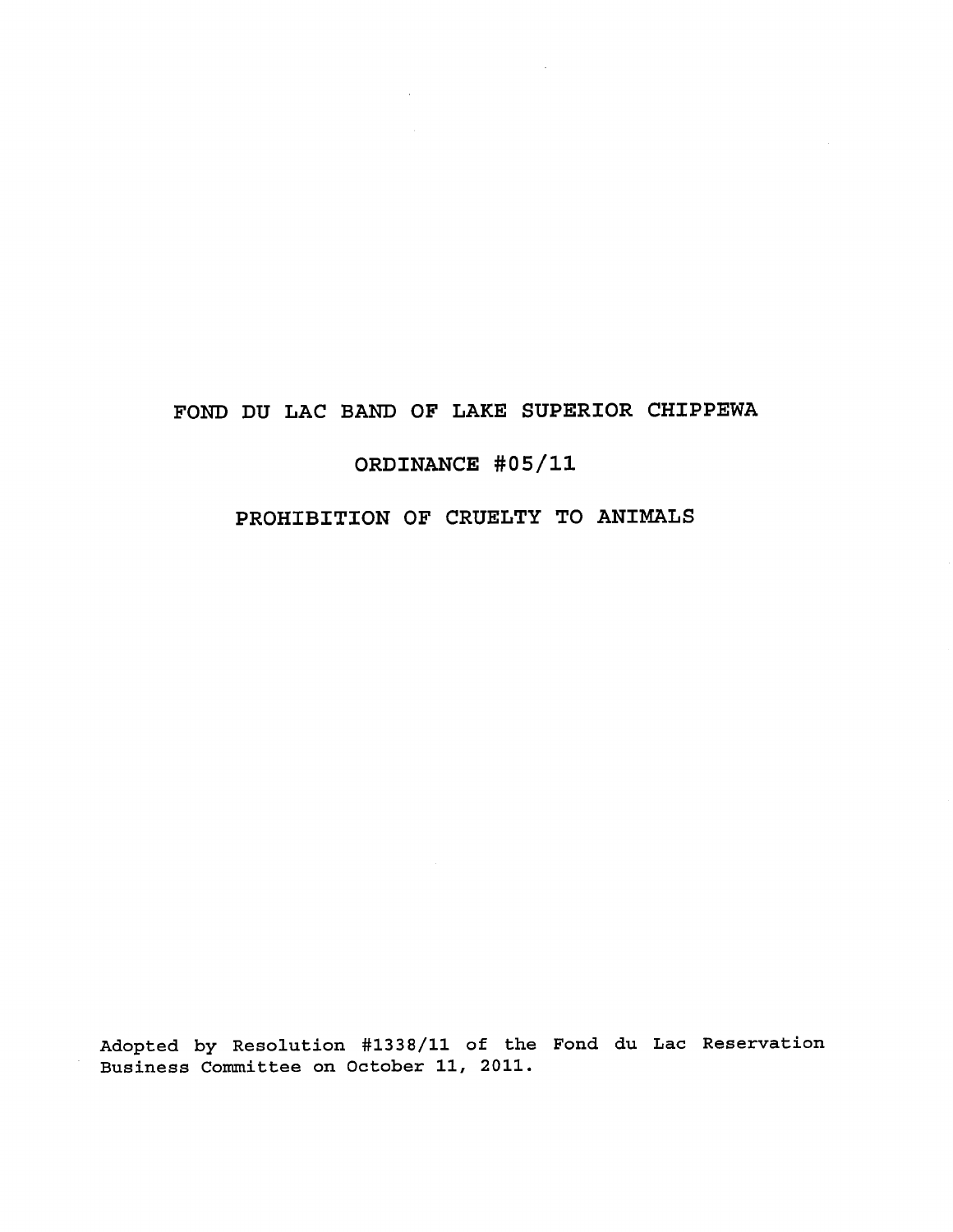# FOND DU LAC BAND OF LAKE SUPERIOR CHIPPEWA

## ORDINANCE #05/11

## PROHIBITION OF CRUELTY TO ANIMALS

Adopted by Resolution #1338/11 of the Fond du Lac Reservation Business Committee on October 11, 2011.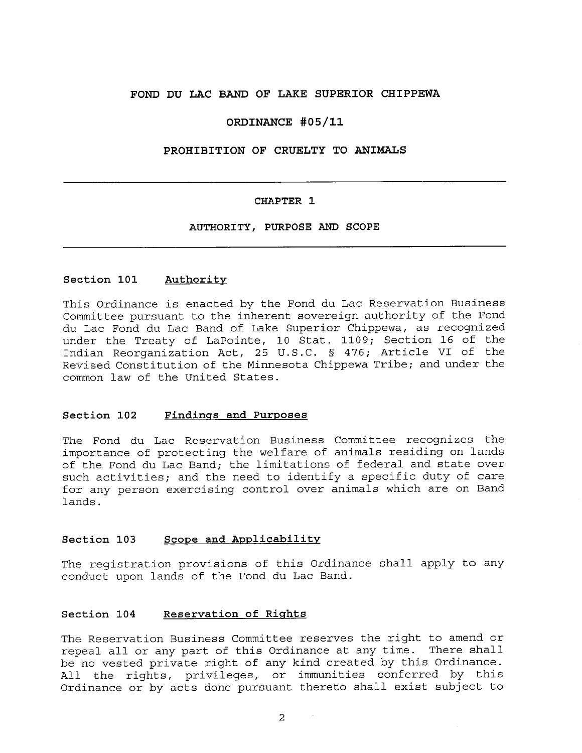# FOND DU LAC BAND OF LAKE SUPERIOR CHIPPEWA

## ORDINANCE #05/11

## PROHIBITION OF CRUELTY TO ANIMALS

---

### CHAPTER 1

### AUTHORITY, PURPOSE AND SCOPE

---

**Section 101 Authority**

This Ordinance is enacted by the Fond du Lac Reservation Business Committee pursuant to the inherent sovereign authority of the Fond du Lac Fond du Lac Band of Lake Superior Chippewa, as recognized under the Treaty of LaPointe, 10 Stat. 1109; Section 16 of the Indian Reorganization Act, 25 U.S.C. § 476; Article VI of the Revised Constitution of the Minnesota Chippewa Tribe; and under the common law of the United States.

**Section 102 Findings and Purposes**

The Fond du Lac Reservation Business Committee recognizes the importance of protecting the welfare of animals residing on lands of the Fond du Lac Band; the limitations of federal and state over such activities; and the need to identify a specific duty of care for any person exercising control over animals which are on Band lands.

**Section 103 Scope and Applicability**

The registration provisions of this Ordinance shall apply to any conduct upon lands of the Fond du Lac Band.

**Section 104 Reservation of Rights**

The Reservation Business Committee reserves the right to amend or repeal all or any part of this Ordinance at any time. There shall be no vested private right of any kind created by this Ordinance. All the rights, privileges, or immunities conferred by this Ordinance or by acts done pursuant thereto shall exist subject to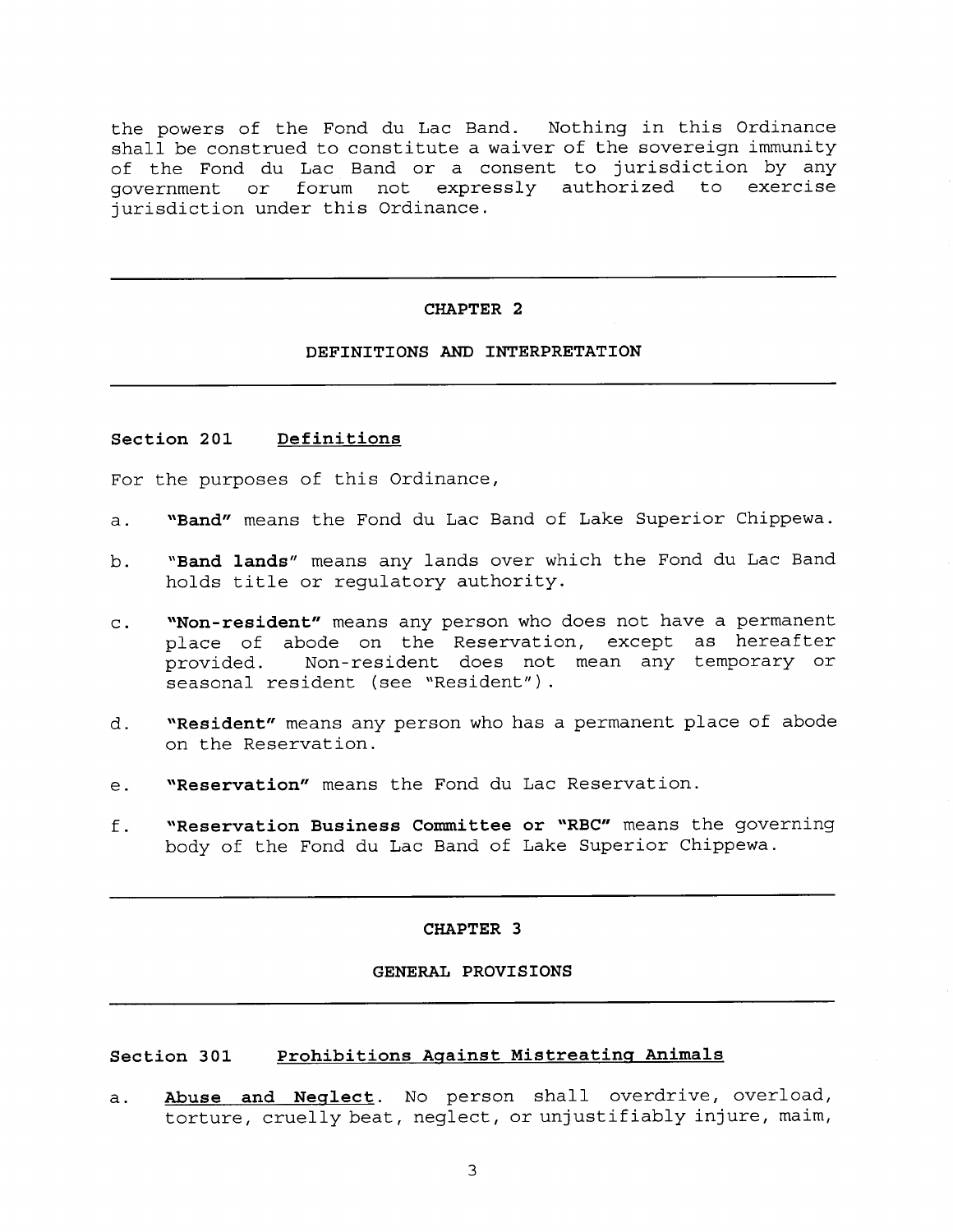the powers of the Fond du Lac Band. Nothing in this Ordinance shall be construed to constitute a waiver of the sovereign immunity of the Fond du Lac Band or a consent to jurisdiction by any government or forum not expressly authorized to exercise jurisdiction under this Ordinance.

---

## CHAPTER 2

## DEFINITIONS AND INTERPRETATION

---

### Section 201 Definitions

For the purposes of this Ordinance,

a. **"Band"** means the Fond du Lac Band of Lake Superior Chippewa.

b. **"Band lands"** means any lands over which the Fond du Lac Band holds title or regulatory authority.

c. **"Non-resident"** means any person who does not have a permanent place of abode on the Reservation, except as hereafter provided. Non-resident does not mean any temporary or seasonal resident (see "Resident").

d. **"Resident"** means any person who has a permanent place of abode on the Reservation.

e. **"Reservation"** means the Fond du Lac Reservation.

f. **"Reservation Business Committee or "RBC"** means the governing body of the Fond du Lac Band of Lake Superior Chippewa.

---

## CHAPTER 3

## GENERAL PROVISIONS

---

### Section 301 Prohibitions Against Mistreating Animals

a. **Abuse and Neglect**. No person shall overdrive, overload, torture, cruelly beat, neglect, or unjustifiably injure, maim,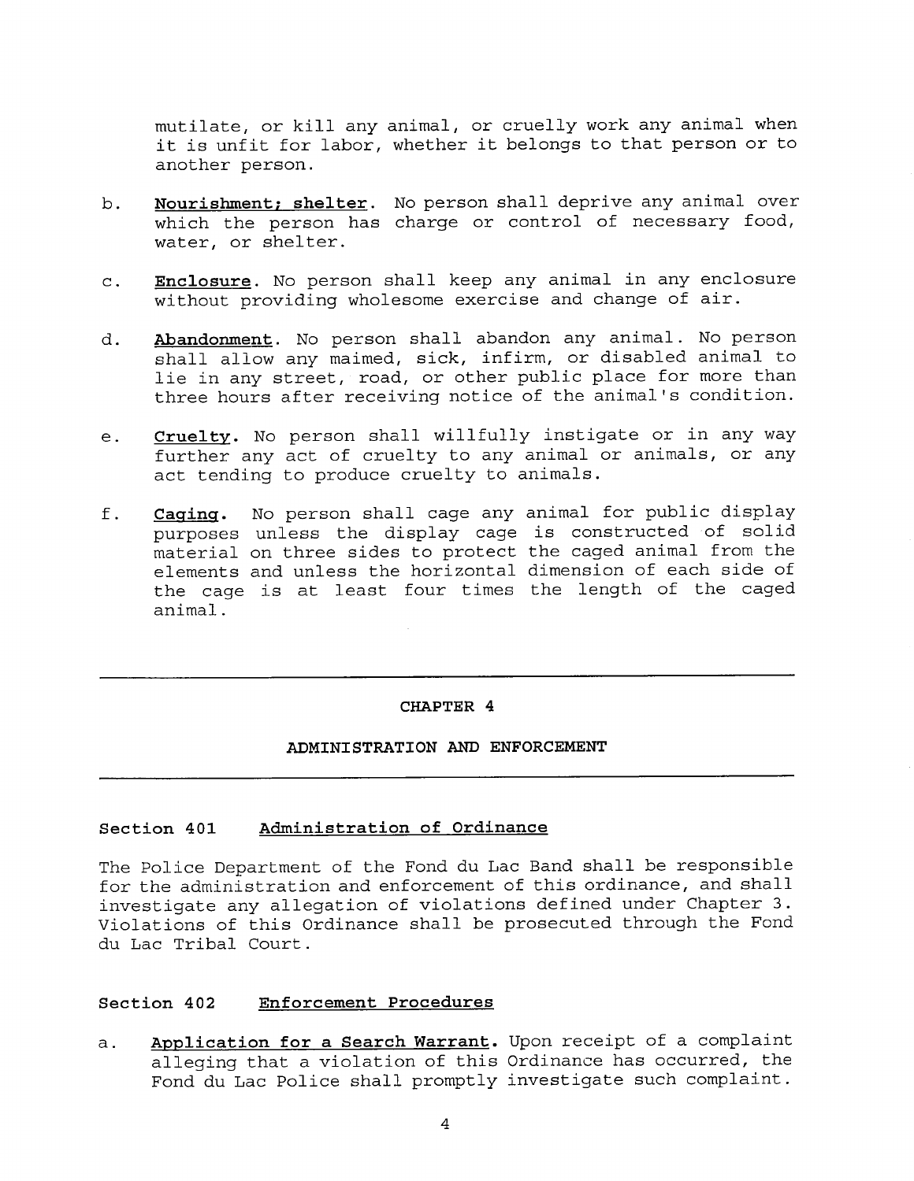mutilate, or kill any animal, or cruelly work any animal when it is unfit for labor, whether it belongs to that person or to another person.

b. **Nourishment; shelter**. No person shall deprive any animal over which the person has charge or control of necessary food, water, or shelter.

c. **Enclosure**. No person shall keep any animal in any enclosure without providing wholesome exercise and change of air.

d. **Abandonment**. No person shall abandon any animal. No person shall allow any maimed, sick, infirm, or disabled animal to lie in any street, road, or other public place for more than three hours after receiving notice of the animal's condition.

e. **Cruelty**. No person shall willfully instigate or in any way further any act of cruelty to any animal or animals, or any act tending to produce cruelty to animals.

f. **Caging**. No person shall cage any animal for public display purposes unless the display cage is constructed of solid material on three sides to protect the caged animal from the elements and unless the horizontal dimension of each side of the cage is at least four times the length of the caged animal.

---

## CHAPTER 4

## ADMINISTRATION AND ENFORCEMENT

---

### Section 401 Administration of Ordinance

The Police Department of the Fond du Lac Band shall be responsible for the administration and enforcement of this ordinance, and shall investigate any allegation of violations defined under Chapter 3. Violations of this Ordinance shall be prosecuted through the Fond du Lac Tribal Court.

### Section 402 Enforcement Procedures

a. **Application for a Search Warrant.** Upon receipt of a complaint alleging that a violation of this Ordinance has occurred, the Fond du Lac Police shall promptly investigate such complaint.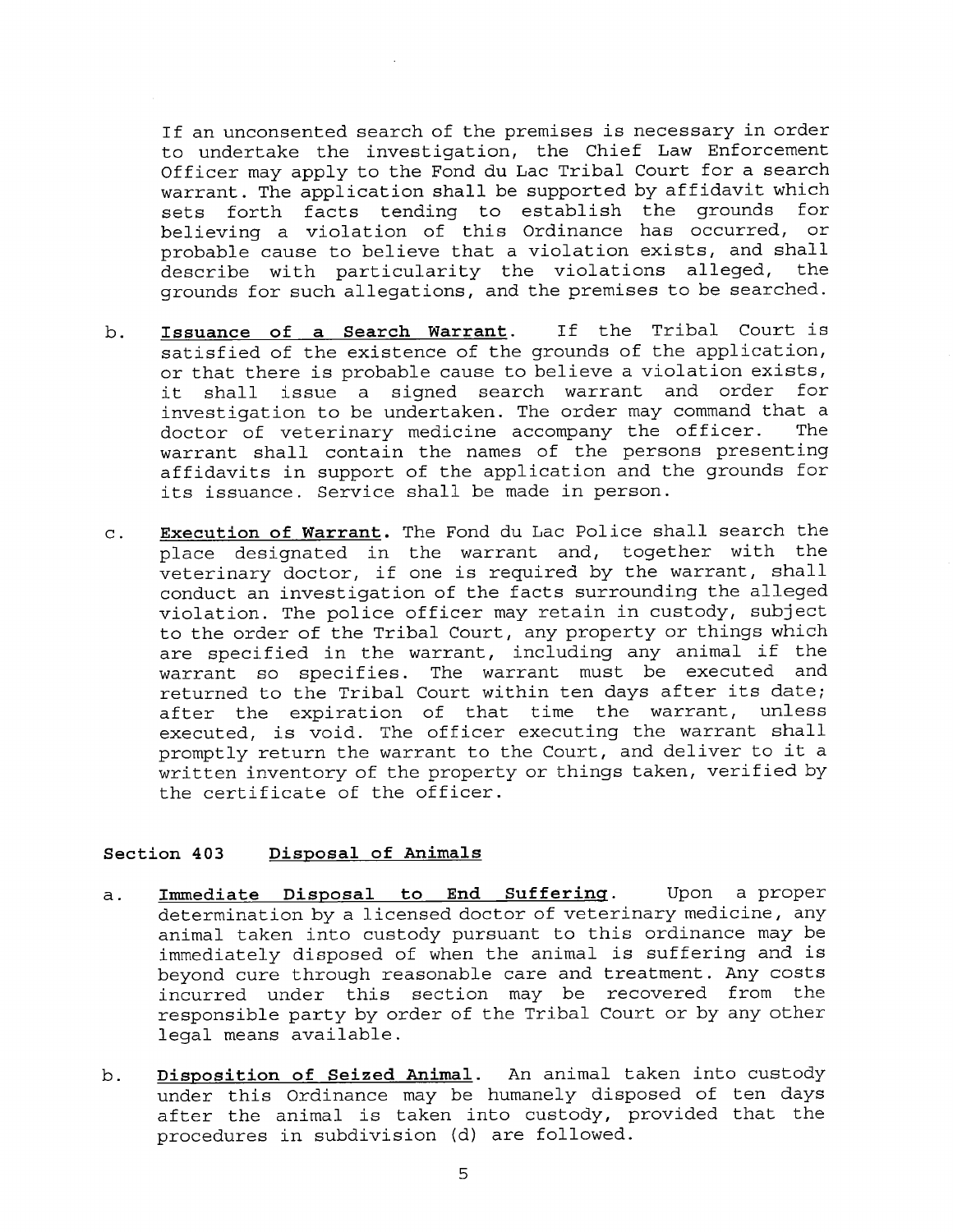If an unconsented search of the premises is necessary in order to undertake the investigation, the Chief Law Enforcement Officer may apply to the Fond du Lac Tribal Court for a search warrant. The application shall be supported by affidavit which sets forth facts tending to establish the grounds for believing a violation of this Ordinance has occurred, or probable cause to believe that a violation exists, and shall describe with particularity the violations alleged, the grounds for such allegations, and the premises to be searched.

b. **Issuance of a Search Warrant**. If the Tribal Court is satisfied of the existence of the grounds of the application, or that there is probable cause to believe a violation exists, it shall issue a signed search warrant and order for investigation to be undertaken. The order may command that a doctor of veterinary medicine accompany the officer. The warrant shall contain the names of the persons presenting affidavits in support of the application and the grounds for its issuance. Service shall be made in person.

c. **Execution of Warrant**. The Fond du Lac Police shall search the place designated in the warrant and, together with the veterinary doctor, if one is required by the warrant, shall conduct an investigation of the facts surrounding the alleged violation. The police officer may retain in custody, subject to the order of the Tribal Court, any property or things which are specified in the warrant, including any animal if the warrant so specifies. The warrant must be executed and returned to the Tribal Court within ten days after its date; after the expiration of that time the warrant, unless executed, is void. The officer executing the warrant shall promptly return the warrant to the Court, and deliver to it a written inventory of the property or things taken, verified by the certificate of the officer.

### Section 403 Disposal of Animals

a. **Immediate Disposal to End Suffering**. Upon a proper determination by a licensed doctor of veterinary medicine, any animal taken into custody pursuant to this ordinance may be immediately disposed of when the animal is suffering and is beyond cure through reasonable care and treatment. Any costs incurred under this section may be recovered from the responsible party by order of the Tribal Court or by any other legal means available.

b. **Disposition of Seized Animal**. An animal taken into custody under this Ordinance may be humanely disposed of ten days after the animal is taken into custody, provided that the procedures in subdivision (d) are followed.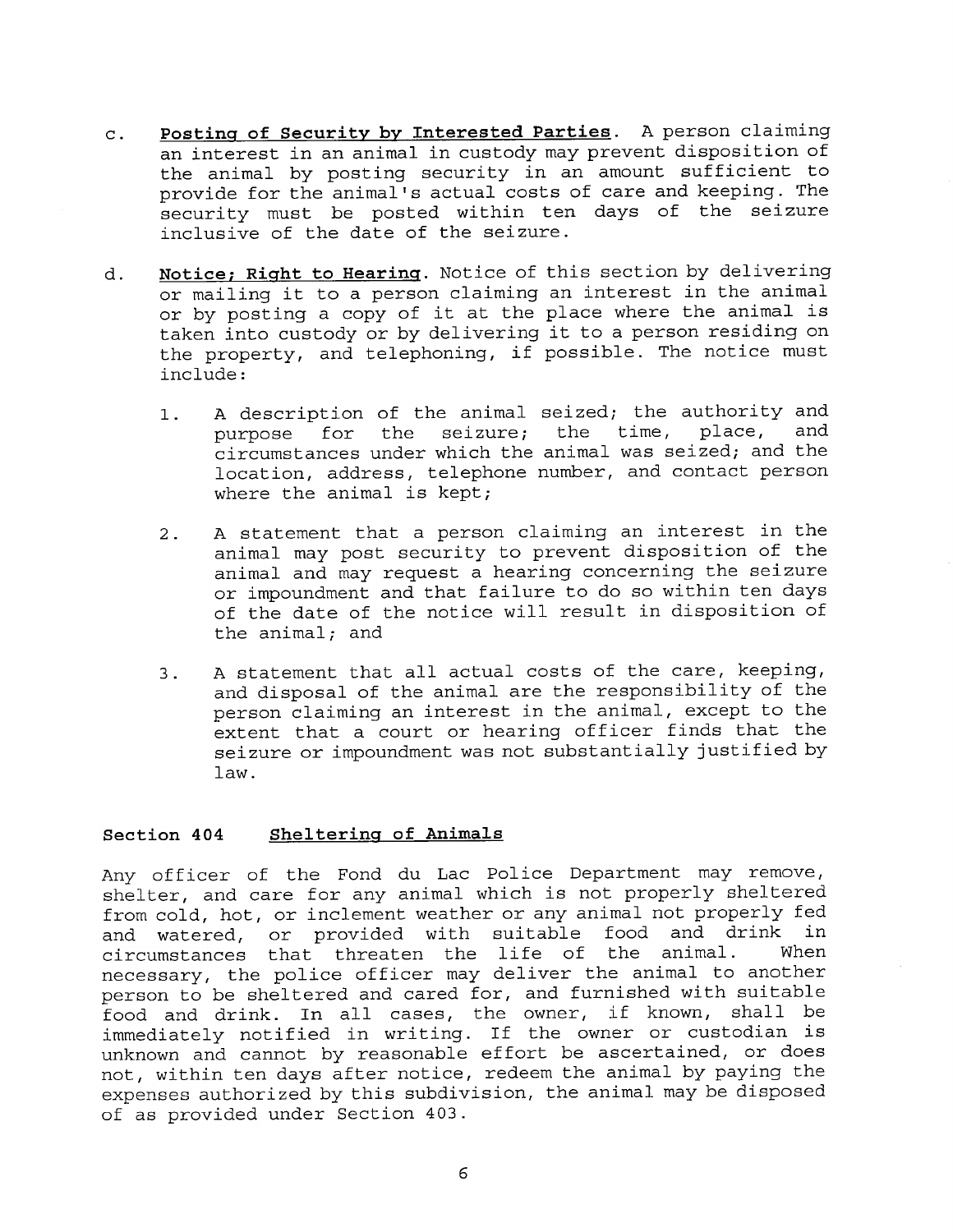c. **Posting of Security by Interested Parties**. A person claiming an interest in an animal in custody may prevent disposition of the animal by posting security in an amount sufficient to provide for the animal's actual costs of care and keeping. The security must be posted within ten days of the seizure inclusive of the date of the seizure.

d. **Notice; Right to Hearing**. Notice of this section by delivering or mailing it to a person claiming an interest in the animal or by posting a copy of it at the place where the animal is taken into custody or by delivering it to a person residing on the property, and telephoning, if possible. The notice must include:

   1. A description of the animal seized; the authority and purpose for the seizure; the time, place, and circumstances under which the animal was seized; and the location, address, telephone number, and contact person where the animal is kept;

   2. A statement that a person claiming an interest in the animal may post security to prevent disposition of the animal and may request a hearing concerning the seizure or impoundment and that failure to do so within ten days of the date of the notice will result in disposition of the animal; and

   3. A statement that all actual costs of the care, keeping, and disposal of the animal are the responsibility of the person claiming an interest in the animal, except to the extent that a court or hearing officer finds that the seizure or impoundment was not substantially justified by law.

### Section 404 Sheltering of Animals

Any officer of the Fond du Lac Police Department may remove, shelter, and care for any animal which is not properly sheltered from cold, hot, or inclement weather or any animal not properly fed and watered, or provided with suitable food and drink in circumstances that threaten the life of the animal. When necessary, the police officer may deliver the animal to another person to be sheltered and cared for, and furnished with suitable food and drink. In all cases, the owner, if known, shall be immediately notified in writing. If the owner or custodian is unknown and cannot by reasonable effort be ascertained, or does not, within ten days after notice, redeem the animal by paying the expenses authorized by this subdivision, the animal may be disposed of as provided under Section 403.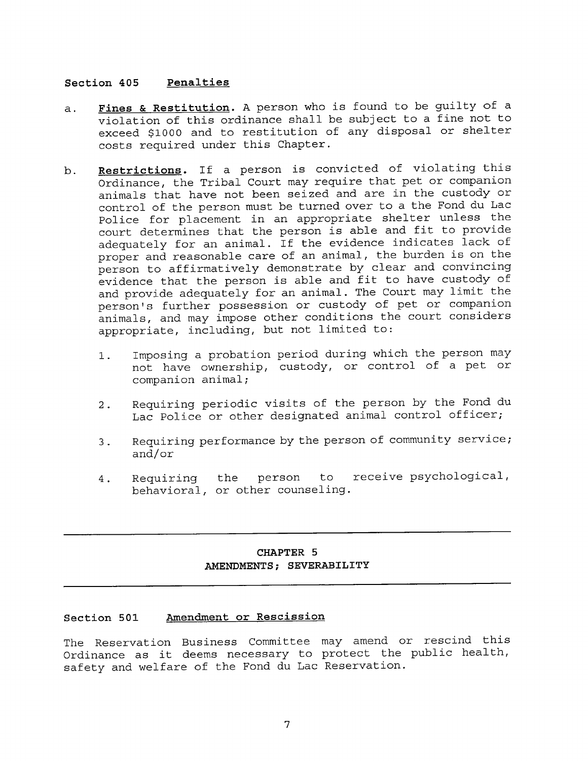### Section 405 Penalties

a. **Fines & Restitution.** A person who is found to be guilty of a violation of this ordinance shall be subject to a fine not to exceed $1000 and to restitution of any disposal or shelter costs required under this Chapter.

b. **Restrictions.** If a person is convicted of violating this Ordinance, the Tribal Court may require that pet or companion animals that have not been seized and are in the custody or control of the person must be turned over to a the Fond du Lac Police for placement in an appropriate shelter unless the court determines that the person is able and fit to provide adequately for an animal. If the evidence indicates lack of proper and reasonable care of an animal, the burden is on the person to affirmatively demonstrate by clear and convincing evidence that the person is able and fit to have custody of and provide adequately for an animal. The Court may limit the person's further possession or custody of pet or companion animals, and may impose other conditions the court considers appropriate, including, but not limited to:

   1. Imposing a probation period during which the person may not have ownership, custody, or control of a pet or companion animal;

   2. Requiring periodic visits of the person by the Fond du Lac Police or other designated animal control officer;

   3. Requiring performance by the person of community service; and/or

   4. Requiring the person to receive psychological, behavioral, or other counseling.

---

## CHAPTER 5
## AMENDMENTS; SEVERABILITY

---

### Section 501 Amendment or Rescission

The Reservation Business Committee may amend or rescind this Ordinance as it deems necessary to protect the public health, safety and welfare of the Fond du Lac Reservation.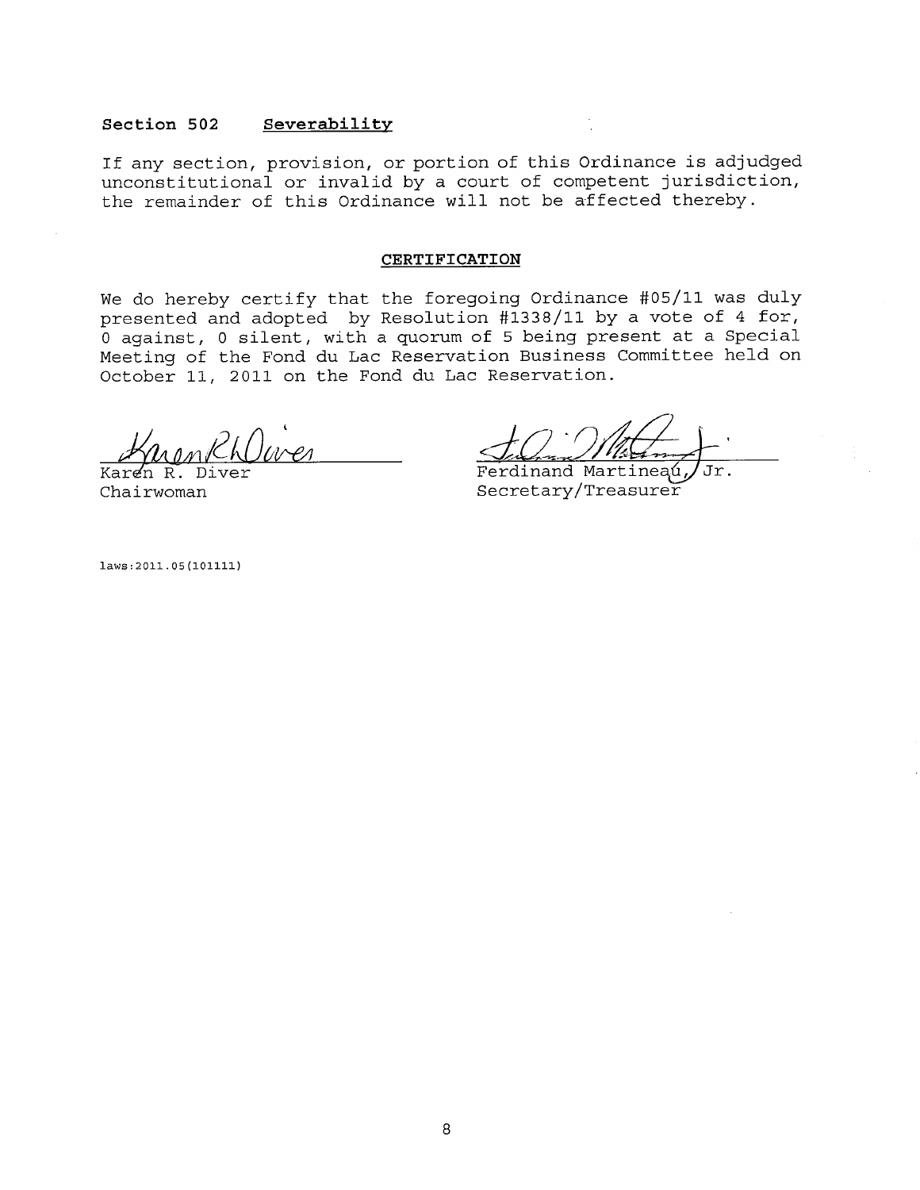### Section 502 Severability

If any section, provision, or portion of this Ordinance is adjudged unconstitutional or invalid by a court of competent jurisdiction, the remainder of this Ordinance will not be affected thereby.

## CERTIFICATION

We do hereby certify that the foregoing Ordinance #05/11 was duly presented and adopted by Resolution #1338/11 by a vote of 4 for, 0 against, 0 silent, with a quorum of 5 being present at a Special Meeting of the Fond du Lac Reservation Business Committee held on October 11, 2011 on the Fond du Lac Reservation.

| | |
|---|---|
| Karen R. Diver | Ferdinand Martineau, Jr. |
| Chairwoman | Secretary/Treasurer |

laws:2011.05(101111)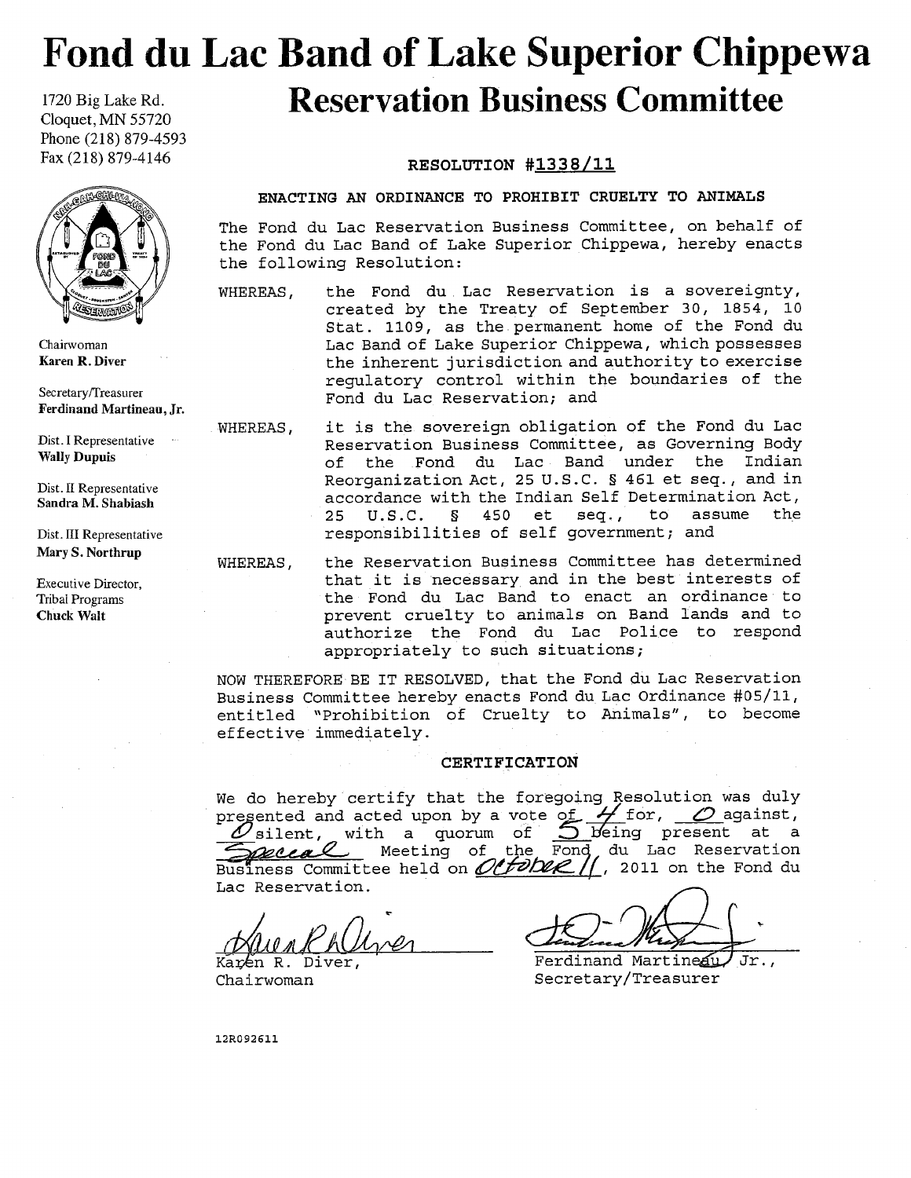// Fond du Lac Band of Lake Superior Chippewa

# Fond du Lac Band of Lake Superior Chippewa

## Reservation Business Committee

1720 Big Lake Rd.
Cloquet, MN 55720
Phone (218) 879-4593
Fax (218) 879-4146

Chairwoman
**Karen R. Diver**

Secretary/Treasurer
**Ferdinand Martineau, Jr.**

Dist. I Representative
**Wally Dupuis**

Dist. II Representative
**Sandra M. Shabiash**

Dist. III Representative
**Mary S. Northrup**

Executive Director,
Tribal Programs
**Chuck Walt**

**RESOLUTION #1338/11**

**ENACTING AN ORDINANCE TO PROHIBIT CRUELTY TO ANIMALS**

The Fond du Lac Reservation Business Committee, on behalf of the Fond du Lac Band of Lake Superior Chippewa, hereby enacts the following Resolution:

WHEREAS, the Fond du Lac Reservation is a sovereignty, created by the Treaty of September 30, 1854, 10 Stat. 1109, as the permanent home of the Fond du Lac Band of Lake Superior Chippewa, which possesses the inherent jurisdiction and authority to exercise regulatory control within the boundaries of the Fond du Lac Reservation; and

WHEREAS, it is the sovereign obligation of the Fond du Lac Reservation Business Committee, as Governing Body of the Fond du Lac Band under the Indian Reorganization Act, 25 U.S.C. § 461 et seq., and in accordance with the Indian Self Determination Act, 25 U.S.C. § 450 et seq., to assume the responsibilities of self government; and

WHEREAS, the Reservation Business Committee has determined that it is necessary and in the best interests of the Fond du Lac Band to enact an ordinance to prevent cruelty to animals on Band lands and to authorize the Fond du Lac Police to respond appropriately to such situations;

NOW THEREFORE BE IT RESOLVED, that the Fond du Lac Reservation Business Committee hereby enacts Fond du Lac Ordinance #05/11, entitled "Prohibition of Cruelty to Animals", to become effective immediately.

**CERTIFICATION**

We do hereby certify that the foregoing Resolution was duly presented and acted upon by a vote of 4 for, 0 against, 0 silent, with a quorum of 5 being present at a Special Meeting of the Fond du Lac Reservation Business Committee held on October 11, 2011 on the Fond du Lac Reservation.

Karen R. Diver,
Chairwoman

Ferdinand Martineau, Jr.,
Secretary/Treasurer

12R092611